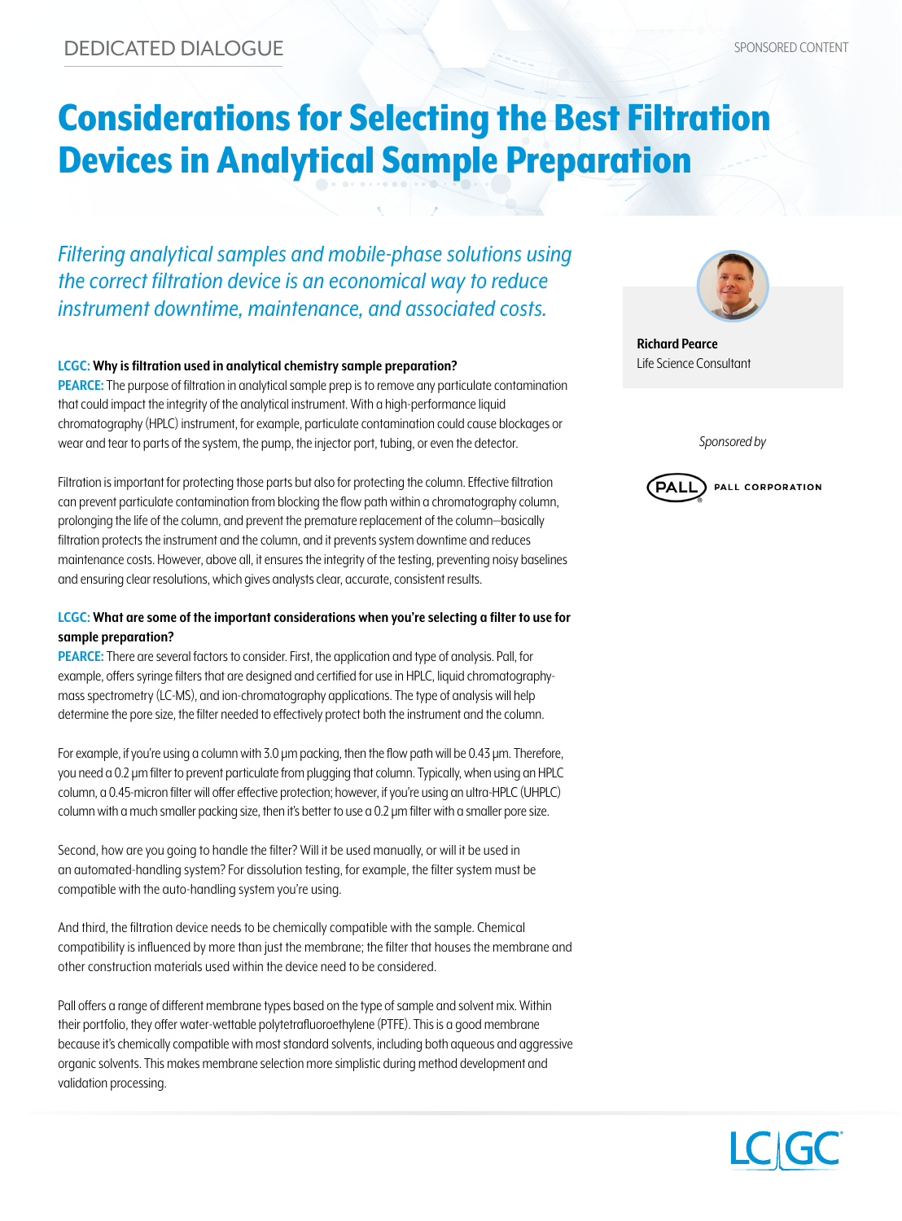DEDICATED DIALOGUE

SPONSORED CONTENT

# Considerations for Selecting the Best Filtration Devices in Analytical Sample Preparation

*Filtering analytical samples and mobile-phase solutions using the correct filtration device is an economical way to reduce instrument downtime, maintenance, and associated costs.*

**Richard Pearce**
Life Science Consultant

*Sponsored by*

PALL CORPORATION

**LCGC: Why is filtration used in analytical chemistry sample preparation?**

**PEARCE:** The purpose of filtration in analytical sample prep is to remove any particulate contamination that could impact the integrity of the analytical instrument. With a high-performance liquid chromatography (HPLC) instrument, for example, particulate contamination could cause blockages or wear and tear to parts of the system, the pump, the injector port, tubing, or even the detector.

Filtration is important for protecting those parts but also for protecting the column. Effective filtration can prevent particulate contamination from blocking the flow path within a chromatography column, prolonging the life of the column, and prevent the premature replacement of the column—basically filtration protects the instrument and the column, and it prevents system downtime and reduces maintenance costs. However, above all, it ensures the integrity of the testing, preventing noisy baselines and ensuring clear resolutions, which gives analysts clear, accurate, consistent results.

**LCGC: What are some of the important considerations when you're selecting a filter to use for sample preparation?**

**PEARCE:** There are several factors to consider. First, the application and type of analysis. Pall, for example, offers syringe filters that are designed and certified for use in HPLC, liquid chromatography-mass spectrometry (LC-MS), and ion-chromatography applications. The type of analysis will help determine the pore size, the filter needed to effectively protect both the instrument and the column.

For example, if you're using a column with 3.0 µm packing, then the flow path will be 0.43 µm. Therefore, you need a 0.2 µm filter to prevent particulate from plugging that column. Typically, when using an HPLC column, a 0.45-micron filter will offer effective protection; however, if you're using an ultra-HPLC (UHPLC) column with a much smaller packing size, then it's better to use a 0.2 µm filter with a smaller pore size.

Second, how are you going to handle the filter? Will it be used manually, or will it be used in an automated-handling system? For dissolution testing, for example, the filter system must be compatible with the auto-handling system you're using.

And third, the filtration device needs to be chemically compatible with the sample. Chemical compatibility is influenced by more than just the membrane; the filter that houses the membrane and other construction materials used within the device need to be considered.

Pall offers a range of different membrane types based on the type of sample and solvent mix. Within their portfolio, they offer water-wettable polytetrafluoroethylene (PTFE). This is a good membrane because it's chemically compatible with most standard solvents, including both aqueous and aggressive organic solvents. This makes membrane selection more simplistic during method development and validation processing.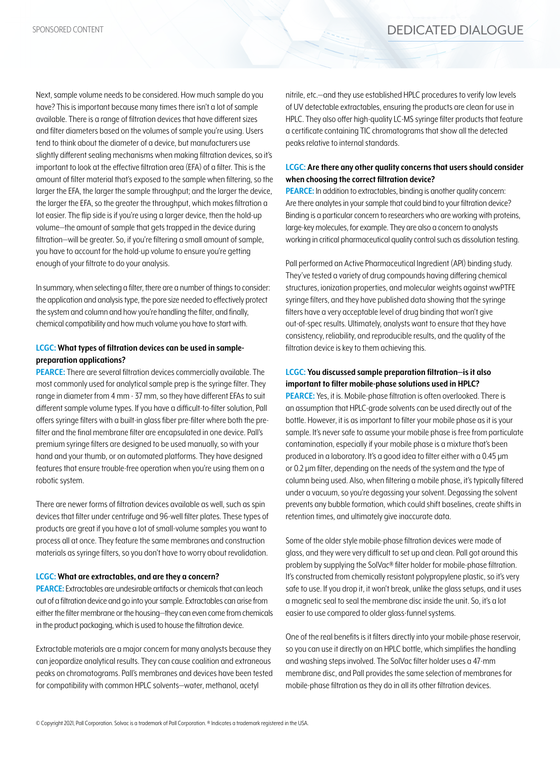Next, sample volume needs to be considered. How much sample do you have? This is important because many times there isn't a lot of sample available. There is a range of filtration devices that have different sizes and filter diameters based on the volumes of sample you're using. Users tend to think about the diameter of a device, but manufacturers use slightly different sealing mechanisms when making filtration devices, so it's important to look at the effective filtration area (EFA) of a filter. This is the amount of filter material that's exposed to the sample when filtering, so the larger the EFA, the larger the sample throughput; and the larger the device, the larger the EFA, so the greater the throughput, which makes filtration a lot easier. The flip side is if you're using a larger device, then the hold-up volume—the amount of sample that gets trapped in the device during filtration—will be greater. So, if you're filtering a small amount of sample, you have to account for the hold-up volume to ensure you're getting enough of your filtrate to do your analysis.

In summary, when selecting a filter, there are a number of things to consider: the application and analysis type, the pore size needed to effectively protect the system and column and how you're handling the filter, and finally, chemical compatibility and how much volume you have to start with.

**LCGC: What types of filtration devices can be used in sample-preparation applications?**

**PEARCE:** There are several filtration devices commercially available. The most commonly used for analytical sample prep is the syringe filter. They range in diameter from 4 mm - 37 mm, so they have different EFAs to suit different sample volume types. If you have a difficult-to-filter solution, Pall offers syringe filters with a built-in glass fiber pre-filter where both the pre-filter and the final membrane filter are encapsulated in one device. Pall's premium syringe filters are designed to be used manually, so with your hand and your thumb, or on automated platforms. They have designed features that ensure trouble-free operation when you're using them on a robotic system.

There are newer forms of filtration devices available as well, such as spin devices that filter under centrifuge and 96-well filter plates. These types of products are great if you have a lot of small-volume samples you want to process all at once. They feature the same membranes and construction materials as syringe filters, so you don't have to worry about revalidation.

**LCGC: What are extractables, and are they a concern?**

**PEARCE:** Extractables are undesirable artifacts or chemicals that can leach out of a filtration device and go into your sample. Extractables can arise from either the filter membrane or the housing—they can even come from chemicals in the product packaging, which is used to house the filtration device.

Extractable materials are a major concern for many analysts because they can jeopardize analytical results. They can cause coalition and extraneous peaks on chromatograms. Pall's membranes and devices have been tested for compatibility with common HPLC solvents—water, methanol, acetyl nitrile, etc.—and they use established HPLC procedures to verify low levels of UV detectable extractables, ensuring the products are clean for use in HPLC. They also offer high-quality LC-MS syringe filter products that feature a certificate containing TIC chromatograms that show all the detected peaks relative to internal standards.

**LCGC: Are there any other quality concerns that users should consider when choosing the correct filtration device?**

**PEARCE:** In addition to extractables, binding is another quality concern: Are there analytes in your sample that could bind to your filtration device? Binding is a particular concern to researchers who are working with proteins, large-key molecules, for example. They are also a concern to analysts working in critical pharmaceutical quality control such as dissolution testing.

Pall performed an Active Pharmaceutical Ingredient (API) binding study. They've tested a variety of drug compounds having differing chemical structures, ionization properties, and molecular weights against wwPTFE syringe filters, and they have published data showing that the syringe filters have a very acceptable level of drug binding that won't give out-of-spec results. Ultimately, analysts want to ensure that they have consistency, reliability, and reproducible results, and the quality of the filtration device is key to them achieving this.

**LCGC: You discussed sample preparation filtration—is it also important to filter mobile-phase solutions used in HPLC?**

**PEARCE:** Yes, it is. Mobile-phase filtration is often overlooked. There is an assumption that HPLC-grade solvents can be used directly out of the bottle. However, it is as important to filter your mobile phase as it is your sample. It's never safe to assume your mobile phase is free from particulate contamination, especially if your mobile phase is a mixture that's been produced in a laboratory. It's a good idea to filter either with a 0.45 µm or 0.2 µm filter, depending on the needs of the system and the type of column being used. Also, when filtering a mobile phase, it's typically filtered under a vacuum, so you're degassing your solvent. Degassing the solvent prevents any bubble formation, which could shift baselines, create shifts in retention times, and ultimately give inaccurate data.

Some of the older style mobile-phase filtration devices were made of glass, and they were very difficult to set up and clean. Pall got around this problem by supplying the SolVac® filter holder for mobile-phase filtration. It's constructed from chemically resistant polypropylene plastic, so it's very safe to use. If you drop it, it won't break, unlike the glass setups, and it uses a magnetic seal to seal the membrane disc inside the unit. So, it's a lot easier to use compared to older glass-funnel systems.

One of the real benefits is it filters directly into your mobile-phase reservoir, so you can use it directly on an HPLC bottle, which simplifies the handling and washing steps involved. The SolVac filter holder uses a 47-mm membrane disc, and Pall provides the same selection of membranes for mobile-phase filtration as they do in all its other filtration devices.

© Copyright 2021, Pall Corporation. Solvac is a trademark of Pall Corporation. ® Indicates a trademark registered in the USA.